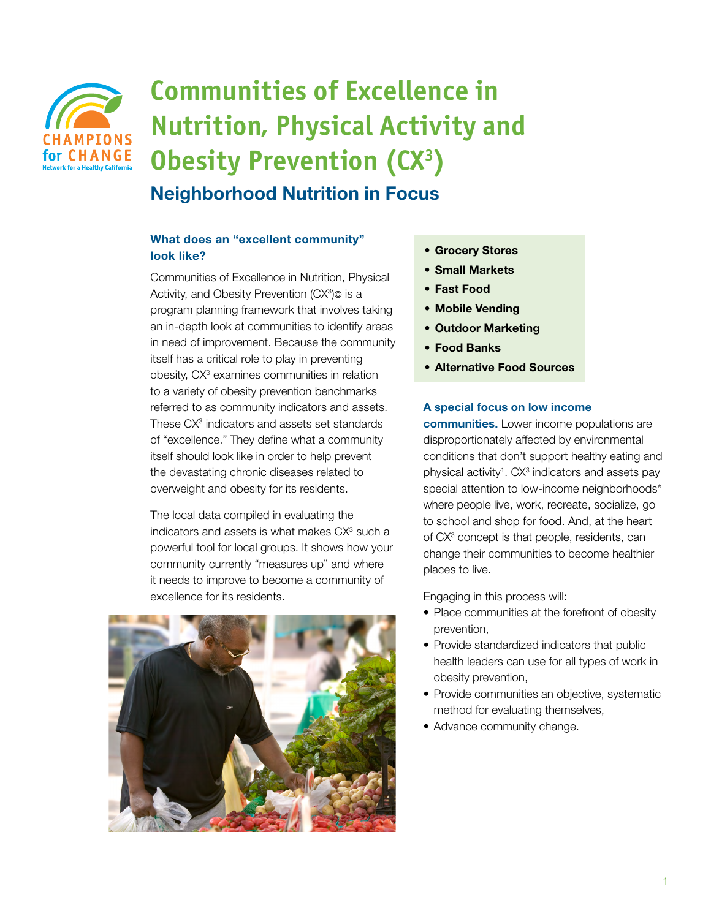# Communities of Excellence in Nutrition, Physical Activity and Obesity Prevention (CX³)

## Neighborhood Nutrition in Focus

### What does an "excellent community" look like?

Communities of Excellence in Nutrition, Physical Activity, and Obesity Prevention (CX³)© is a program planning framework that involves taking an in-depth look at communities to identify areas in need of improvement. Because the community itself has a critical role to play in preventing obesity, CX³ examines communities in relation to a variety of obesity prevention benchmarks referred to as community indicators and assets. These CX³ indicators and assets set standards of "excellence." They define what a community itself should look like in order to help prevent the devastating chronic diseases related to overweight and obesity for its residents.

The local data compiled in evaluating the indicators and assets is what makes CX³ such a powerful tool for local groups. It shows how your community currently "measures up" and where it needs to improve to become a community of excellence for its residents.

- **Grocery Stores**
- **Small Markets**
- **Fast Food**
- **Mobile Vending**
- **Outdoor Marketing**
- **Food Banks**
- **Alternative Food Sources**

**A special focus on low income communities.** Lower income populations are disproportionately affected by environmental conditions that don't support healthy eating and physical activity[1]. CX³ indicators and assets pay special attention to low-income neighborhoods* where people live, work, recreate, socialize, go to school and shop for food. And, at the heart of CX³ concept is that people, residents, can change their communities to become healthier places to live.

Engaging in this process will:

- Place communities at the forefront of obesity prevention,
- Provide standardized indicators that public health leaders can use for all types of work in obesity prevention,
- Provide communities an objective, systematic method for evaluating themselves,
- Advance community change.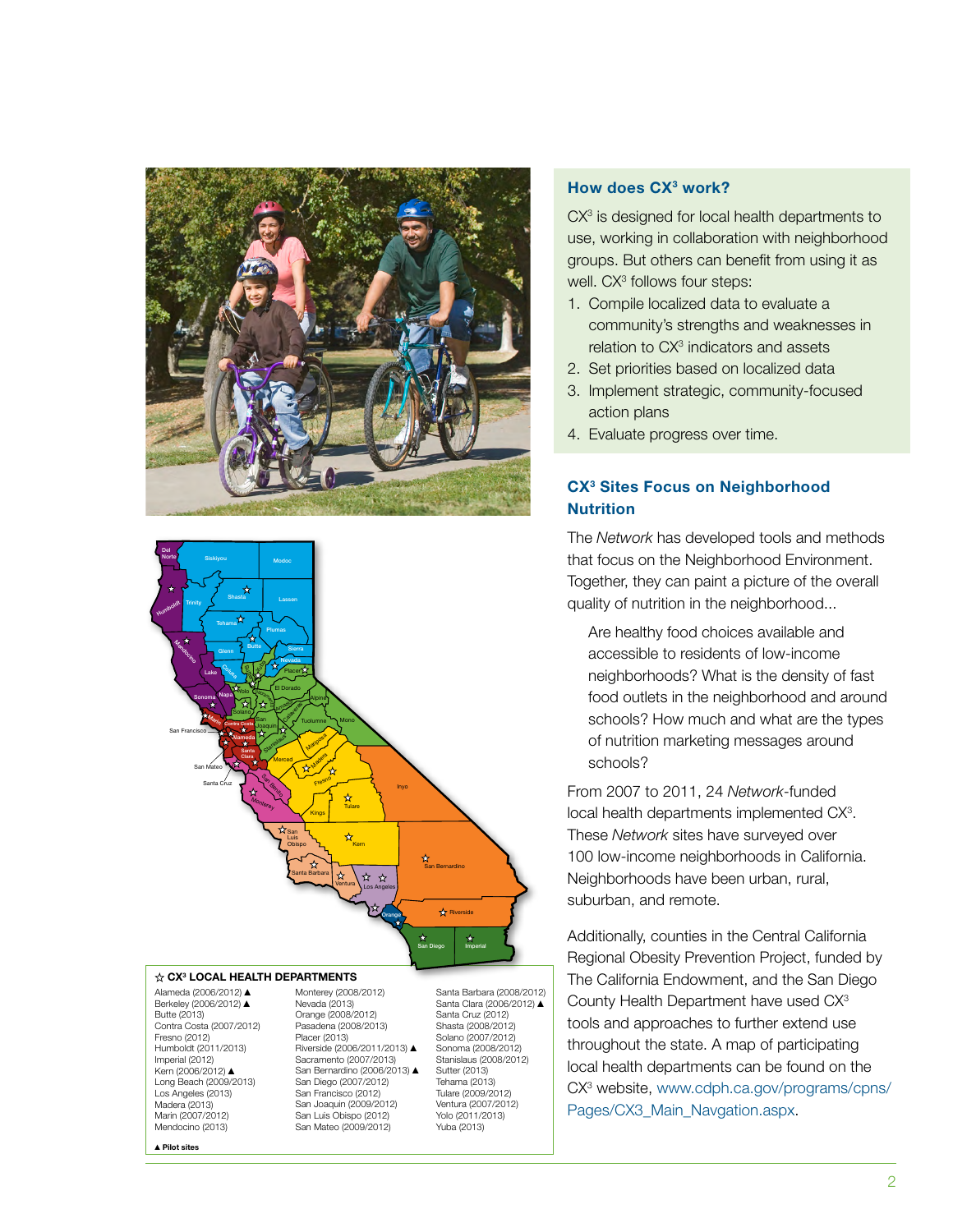## How does CX³ work?

CX³ is designed for local health departments to use, working in collaboration with neighborhood groups. But others can benefit from using it as well. CX³ follows four steps:

1. Compile localized data to evaluate a community's strengths and weaknesses in relation to CX³ indicators and assets
2. Set priorities based on localized data
3. Implement strategic, community-focused action plans
4. Evaluate progress over time.

## CX³ Sites Focus on Neighborhood Nutrition

The *Network* has developed tools and methods that focus on the Neighborhood Environment. Together, they can paint a picture of the overall quality of nutrition in the neighborhood...

> Are healthy food choices available and accessible to residents of low-income neighborhoods? What is the density of fast food outlets in the neighborhood and around schools? How much and what are the types of nutrition marketing messages around schools?

From 2007 to 2011, 24 *Network*-funded local health departments implemented CX³. These *Network* sites have surveyed over 100 low-income neighborhoods in California. Neighborhoods have been urban, rural, suburban, and remote.

Additionally, counties in the Central California Regional Obesity Prevention Project, funded by The California Endowment, and the San Diego County Health Department have used CX³ tools and approaches to further extend use throughout the state. A map of participating local health departments can be found on the CX³ website, www.cdph.ca.gov/programs/cpns/Pages/CX3_Main_Navgation.aspx.

### ☆ CX³ LOCAL HEALTH DEPARTMENTS

- Alameda (2006/2012) ▲
- Berkeley (2006/2012) ▲
- Butte (2013)
- Contra Costa (2007/2012)
- Fresno (2012)
- Humboldt (2011/2013)
- Imperial (2012)
- Kern (2006/2012) ▲
- Long Beach (2009/2013)
- Los Angeles (2013)
- Madera (2013)
- Marin (2007/2012)
- Mendocino (2013)
- Monterey (2008/2012)
- Nevada (2013)
- Orange (2008/2012)
- Pasadena (2008/2013)
- Placer (2013)
- Riverside (2006/2011/2013) ▲
- Sacramento (2007/2013)
- San Bernardino (2006/2013) ▲
- San Diego (2007/2012)
- San Francisco (2012)
- San Joaquin (2009/2012)
- San Luis Obispo (2012)
- San Mateo (2009/2012)
- Santa Barbara (2008/2012)
- Santa Clara (2006/2012) ▲
- Santa Cruz (2012)
- Shasta (2008/2012)
- Solano (2007/2012)
- Sonoma (2008/2012)
- Stanislaus (2008/2012)
- Sutter (2013)
- Tehama (2013)
- Tulare (2009/2012)
- Ventura (2007/2012)
- Yolo (2011/2013)
- Yuba (2013)

▲ Pilot sites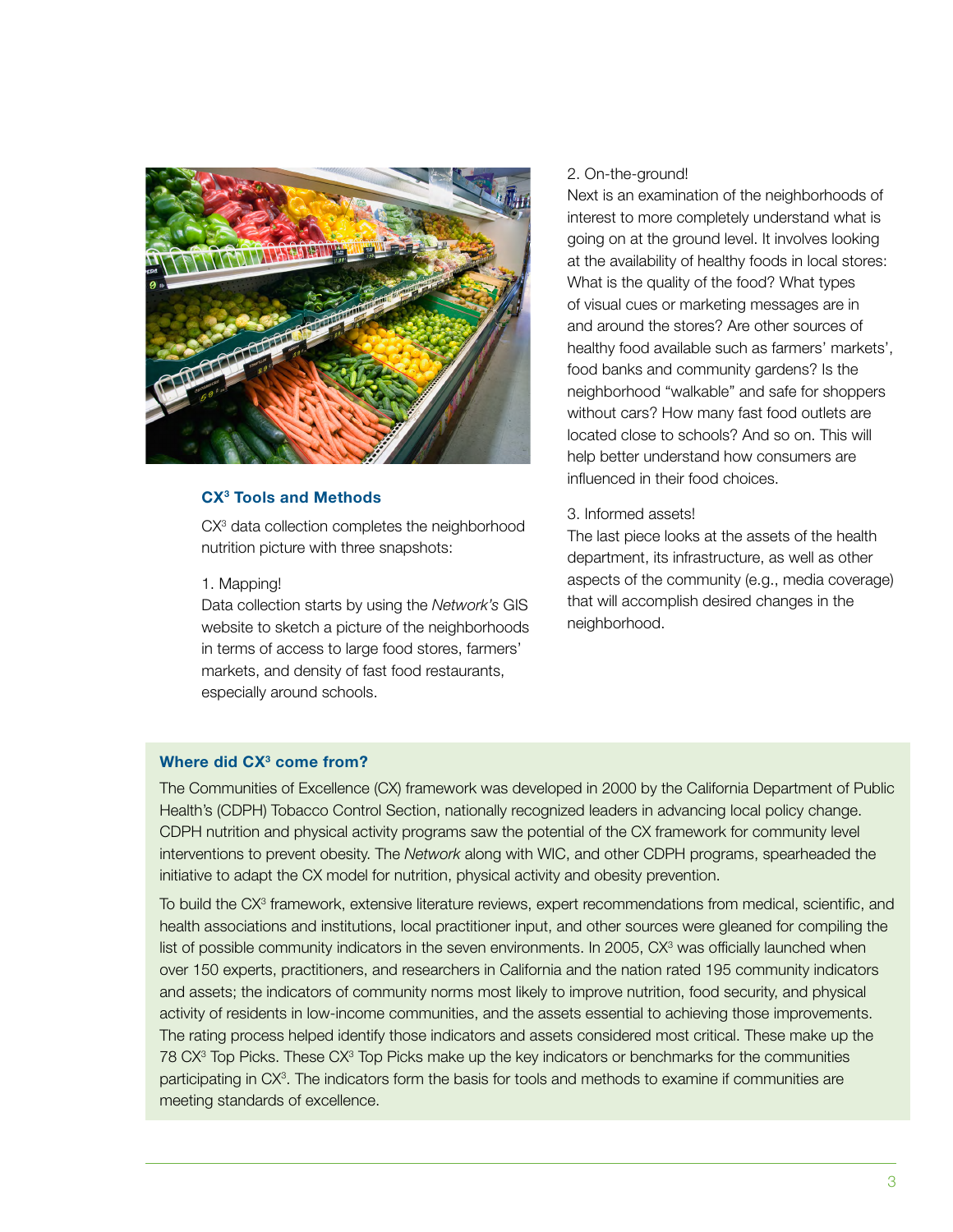## CX$^3$ Tools and Methods

CX$^3$ data collection completes the neighborhood nutrition picture with three snapshots:

1. Mapping!
Data collection starts by using the *Network's* GIS website to sketch a picture of the neighborhoods in terms of access to large food stores, farmers' markets, and density of fast food restaurants, especially around schools.

2. On-the-ground!
Next is an examination of the neighborhoods of interest to more completely understand what is going on at the ground level. It involves looking at the availability of healthy foods in local stores: What is the quality of the food? What types of visual cues or marketing messages are in and around the stores? Are other sources of healthy food available such as farmers' markets', food banks and community gardens? Is the neighborhood "walkable" and safe for shoppers without cars? How many fast food outlets are located close to schools? And so on. This will help better understand how consumers are influenced in their food choices.

3. Informed assets!
The last piece looks at the assets of the health department, its infrastructure, as well as other aspects of the community (e.g., media coverage) that will accomplish desired changes in the neighborhood.

### Where did CX$^3$ come from?

The Communities of Excellence (CX) framework was developed in 2000 by the California Department of Public Health's (CDPH) Tobacco Control Section, nationally recognized leaders in advancing local policy change. CDPH nutrition and physical activity programs saw the potential of the CX framework for community level interventions to prevent obesity. The *Network* along with WIC, and other CDPH programs, spearheaded the initiative to adapt the CX model for nutrition, physical activity and obesity prevention.

To build the CX$^3$ framework, extensive literature reviews, expert recommendations from medical, scientific, and health associations and institutions, local practitioner input, and other sources were gleaned for compiling the list of possible community indicators in the seven environments. In 2005, CX$^3$ was officially launched when over 150 experts, practitioners, and researchers in California and the nation rated 195 community indicators and assets; the indicators of community norms most likely to improve nutrition, food security, and physical activity of residents in low-income communities, and the assets essential to achieving those improvements. The rating process helped identify those indicators and assets considered most critical. These make up the 78 CX$^3$ Top Picks. These CX$^3$ Top Picks make up the key indicators or benchmarks for the communities participating in CX$^3$. The indicators form the basis for tools and methods to examine if communities are meeting standards of excellence.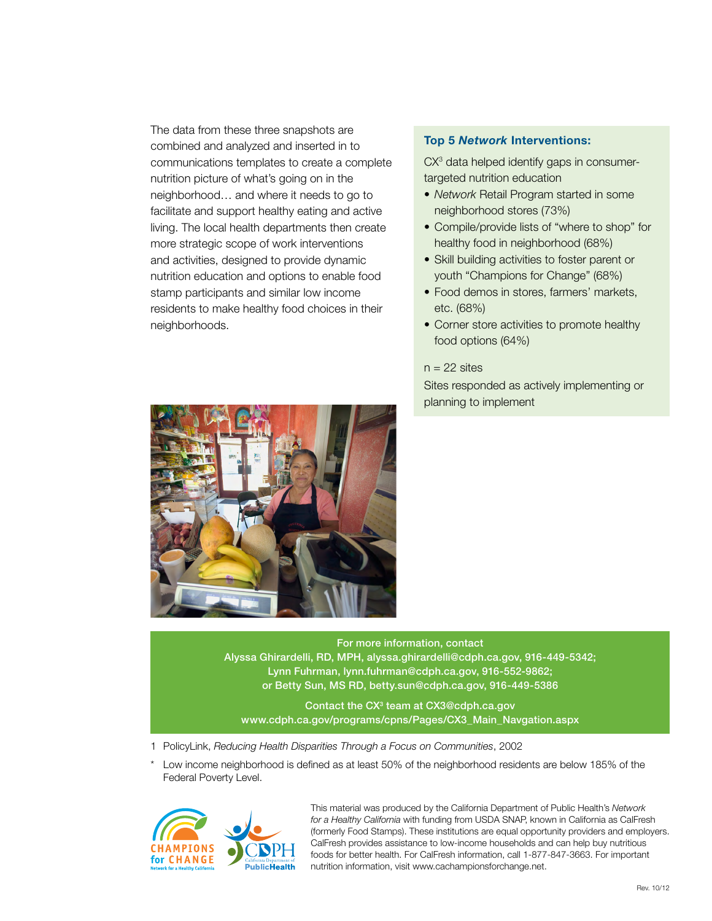The data from these three snapshots are combined and analyzed and inserted in to communications templates to create a complete nutrition picture of what's going on in the neighborhood… and where it needs to go to facilitate and support healthy eating and active living. The local health departments then create more strategic scope of work interventions and activities, designed to provide dynamic nutrition education and options to enable food stamp participants and similar low income residents to make healthy food choices in their neighborhoods.

### Top 5 *Network* Interventions:

CX[3] data helped identify gaps in consumer-targeted nutrition education

- *Network* Retail Program started in some neighborhood stores (73%)
- Compile/provide lists of "where to shop" for healthy food in neighborhood (68%)
- Skill building activities to foster parent or youth "Champions for Change" (68%)
- Food demos in stores, farmers' markets, etc. (68%)
- Corner store activities to promote healthy food options (64%)

n = 22 sites

Sites responded as actively implementing or planning to implement

**For more information, contact**
**Alyssa Ghirardelli, RD, MPH, alyssa.ghirardelli@cdph.ca.gov, 916-449-5342;**
**Lynn Fuhrman, lynn.fuhrman@cdph.ca.gov, 916-552-9862;**
**or Betty Sun, MS RD, betty.sun@cdph.ca.gov, 916-449-5386**

**Contact the CX[3] team at CX3@cdph.ca.gov**
**www.cdph.ca.gov/programs/cpns/Pages/CX3_Main_Navgation.aspx**

1 PolicyLink, *Reducing Health Disparities Through a Focus on Communities*, 2002

\* Low income neighborhood is defined as at least 50% of the neighborhood residents are below 185% of the Federal Poverty Level.

This material was produced by the California Department of Public Health's *Network for a Healthy California* with funding from USDA SNAP, known in California as CalFresh (formerly Food Stamps). These institutions are equal opportunity providers and employers. CalFresh provides assistance to low-income households and can help buy nutritious foods for better health. For CalFresh information, call 1-877-847-3663. For important nutrition information, visit www.cachampionsforchange.net.

Rev. 10/12